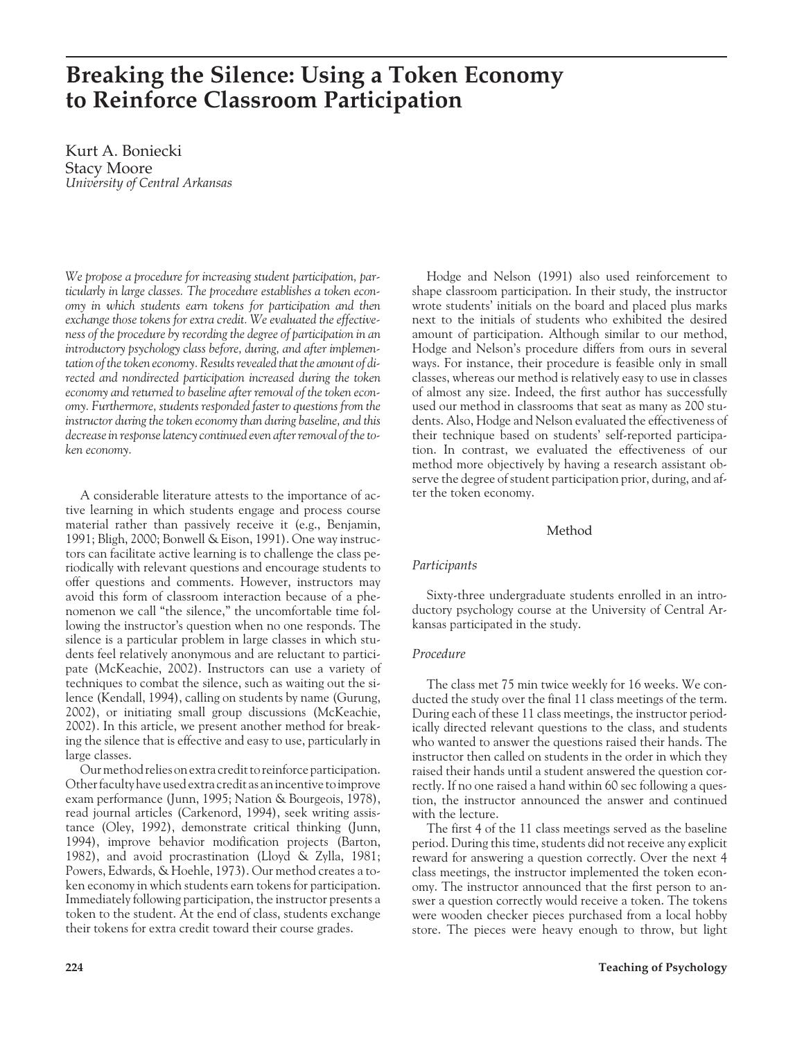# Breaking the Silence: Using a Token Economy to Reinforce Classroom Participation

Kurt A. Boniecki
Stacy Moore
*University of Central Arkansas*

*We propose a procedure for increasing student participation, particularly in large classes. The procedure establishes a token economy in which students earn tokens for participation and then exchange those tokens for extra credit. We evaluated the effectiveness of the procedure by recording the degree of participation in an introductory psychology class before, during, and after implementation of the token economy. Results revealed that the amount of directed and nondirected participation increased during the token economy and returned to baseline after removal of the token economy. Furthermore, students responded faster to questions from the instructor during the token economy than during baseline, and this decrease in response latency continued even after removal of the token economy.*

A considerable literature attests to the importance of active learning in which students engage and process course material rather than passively receive it (e.g., Benjamin, 1991; Bligh, 2000; Bonwell & Eison, 1991). One way instructors can facilitate active learning is to challenge the class periodically with relevant questions and encourage students to offer questions and comments. However, instructors may avoid this form of classroom interaction because of a phenomenon we call "the silence," the uncomfortable time following the instructor's question when no one responds. The silence is a particular problem in large classes in which students feel relatively anonymous and are reluctant to participate (McKeachie, 2002). Instructors can use a variety of techniques to combat the silence, such as waiting out the silence (Kendall, 1994), calling on students by name (Gurung, 2002), or initiating small group discussions (McKeachie, 2002). In this article, we present another method for breaking the silence that is effective and easy to use, particularly in large classes.

Our method relies on extra credit to reinforce participation. Other faculty have used extra credit as an incentive to improve exam performance (Junn, 1995; Nation & Bourgeois, 1978), read journal articles (Carkenord, 1994), seek writing assistance (Oley, 1992), demonstrate critical thinking (Junn, 1994), improve behavior modification projects (Barton, 1982), and avoid procrastination (Lloyd & Zylla, 1981; Powers, Edwards, & Hoehle, 1973). Our method creates a token economy in which students earn tokens for participation. Immediately following participation, the instructor presents a token to the student. At the end of class, students exchange their tokens for extra credit toward their course grades.

Hodge and Nelson (1991) also used reinforcement to shape classroom participation. In their study, the instructor wrote students' initials on the board and placed plus marks next to the initials of students who exhibited the desired amount of participation. Although similar to our method, Hodge and Nelson's procedure differs from ours in several ways. For instance, their procedure is feasible only in small classes, whereas our method is relatively easy to use in classes of almost any size. Indeed, the first author has successfully used our method in classrooms that seat as many as 200 students. Also, Hodge and Nelson evaluated the effectiveness of their technique based on students' self-reported participation. In contrast, we evaluated the effectiveness of our method more objectively by having a research assistant observe the degree of student participation prior, during, and after the token economy.

## Method

### *Participants*

Sixty-three undergraduate students enrolled in an introductory psychology course at the University of Central Arkansas participated in the study.

### *Procedure*

The class met 75 min twice weekly for 16 weeks. We conducted the study over the final 11 class meetings of the term. During each of these 11 class meetings, the instructor periodically directed relevant questions to the class, and students who wanted to answer the questions raised their hands. The instructor then called on students in the order in which they raised their hands until a student answered the question correctly. If no one raised a hand within 60 sec following a question, the instructor announced the answer and continued with the lecture.

The first 4 of the 11 class meetings served as the baseline period. During this time, students did not receive any explicit reward for answering a question correctly. Over the next 4 class meetings, the instructor implemented the token economy. The instructor announced that the first person to answer a question correctly would receive a token. The tokens were wooden checker pieces purchased from a local hobby store. The pieces were heavy enough to throw, but light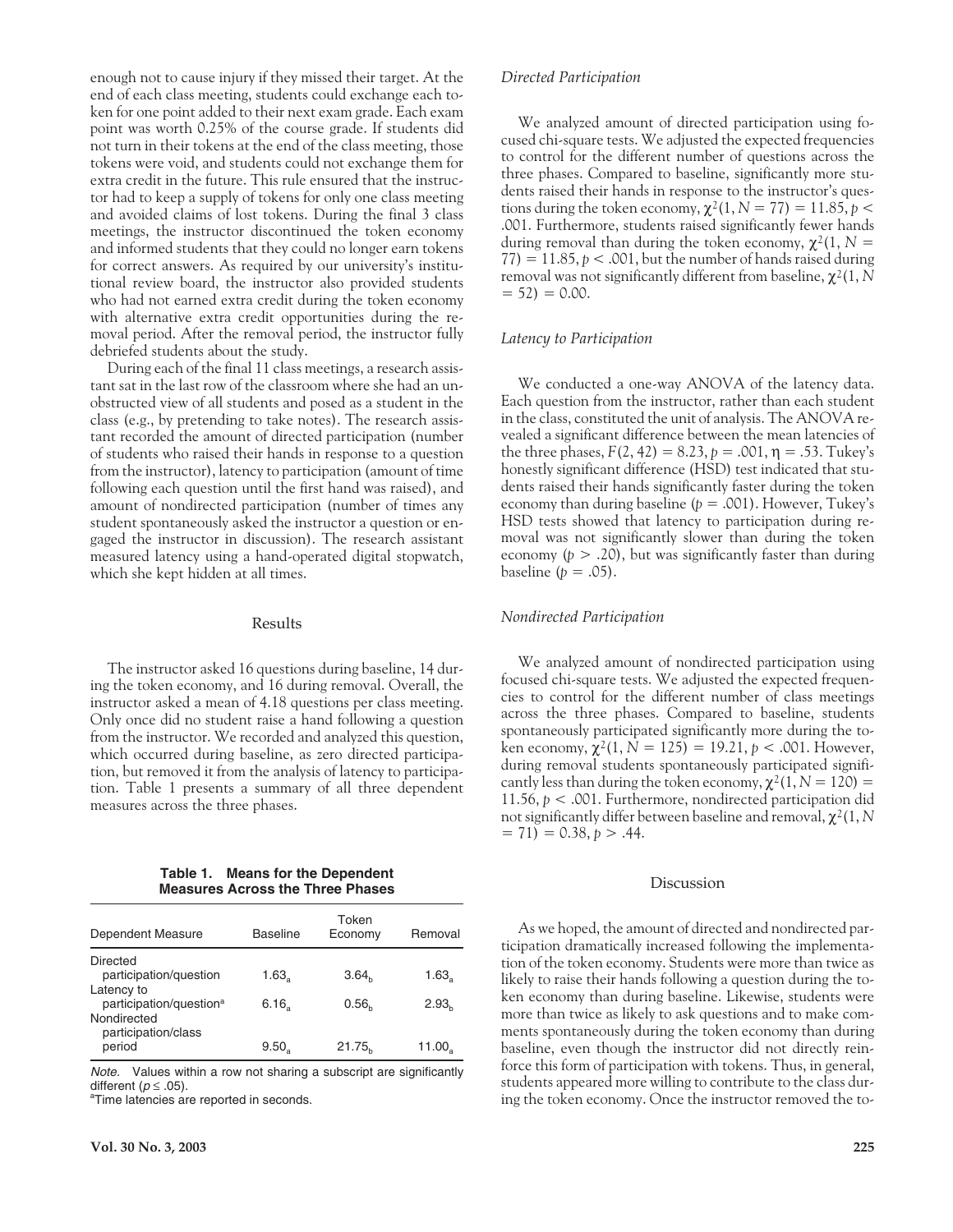enough not to cause injury if they missed their target. At the end of each class meeting, students could exchange each token for one point added to their next exam grade. Each exam point was worth 0.25% of the course grade. If students did not turn in their tokens at the end of the class meeting, those tokens were void, and students could not exchange them for extra credit in the future. This rule ensured that the instructor had to keep a supply of tokens for only one class meeting and avoided claims of lost tokens. During the final 3 class meetings, the instructor discontinued the token economy and informed students that they could no longer earn tokens for correct answers. As required by our university's institutional review board, the instructor also provided students who had not earned extra credit during the token economy with alternative extra credit opportunities during the removal period. After the removal period, the instructor fully debriefed students about the study.

During each of the final 11 class meetings, a research assistant sat in the last row of the classroom where she had an unobstructed view of all students and posed as a student in the class (e.g., by pretending to take notes). The research assistant recorded the amount of directed participation (number of students who raised their hands in response to a question from the instructor), latency to participation (amount of time following each question until the first hand was raised), and amount of nondirected participation (number of times any student spontaneously asked the instructor a question or engaged the instructor in discussion). The research assistant measured latency using a hand-operated digital stopwatch, which she kept hidden at all times.

## Results

The instructor asked 16 questions during baseline, 14 during the token economy, and 16 during removal. Overall, the instructor asked a mean of 4.18 questions per class meeting. Only once did no student raise a hand following a question from the instructor. We recorded and analyzed this question, which occurred during baseline, as zero directed participation, but removed it from the analysis of latency to participation. Table 1 presents a summary of all three dependent measures across the three phases.

**Table 1. Means for the Dependent Measures Across the Three Phases**

| Dependent Measure | Baseline | Token Economy | Removal |
|---|---|---|---|
| Directed participation/question | $1.63_a$ | $3.64_b$ | $1.63_a$ |
| Latency to participation/question[a] | $6.16_a$ | $0.56_b$ | $2.93_b$ |
| Nondirected participation/class period | $9.50_a$ | $21.75_b$ | $11.00_a$ |

*Note.* Values within a row not sharing a subscript are significantly different ($p \leq .05$).
[a]Time latencies are reported in seconds.

### *Directed Participation*

We analyzed amount of directed participation using focused chi-square tests. We adjusted the expected frequencies to control for the different number of questions across the three phases. Compared to baseline, significantly more students raised their hands in response to the instructor's questions during the token economy, $\chi^2(1, N = 77) = 11.85, p < .001$. Furthermore, students raised significantly fewer hands during removal than during the token economy, $\chi^2(1, N = 77) = 11.85, p < .001$, but the number of hands raised during removal was not significantly different from baseline, $\chi^2(1, N = 52) = 0.00$.

### *Latency to Participation*

We conducted a one-way ANOVA of the latency data. Each question from the instructor, rather than each student in the class, constituted the unit of analysis. The ANOVA revealed a significant difference between the mean latencies of the three phases, $F(2, 42) = 8.23, p = .001, \eta = .53$. Tukey's honestly significant difference (HSD) test indicated that students raised their hands significantly faster during the token economy than during baseline ($p = .001$). However, Tukey's HSD tests showed that latency to participation during removal was not significantly slower than during the token economy ($p > .20$), but was significantly faster than during baseline ($p = .05$).

### *Nondirected Participation*

We analyzed amount of nondirected participation using focused chi-square tests. We adjusted the expected frequencies to control for the different number of class meetings across the three phases. Compared to baseline, students spontaneously participated significantly more during the token economy, $\chi^2(1, N = 125) = 19.21, p < .001$. However, during removal students spontaneously participated significantly less than during the token economy, $\chi^2(1, N = 120) = 11.56, p < .001$. Furthermore, nondirected participation did not significantly differ between baseline and removal, $\chi^2(1, N = 71) = 0.38, p > .44$.

## Discussion

As we hoped, the amount of directed and nondirected participation dramatically increased following the implementation of the token economy. Students were more than twice as likely to raise their hands following a question during the token economy than during baseline. Likewise, students were more than twice as likely to ask questions and to make comments spontaneously during the token economy than during baseline, even though the instructor did not directly reinforce this form of participation with tokens. Thus, in general, students appeared more willing to contribute to the class during the token economy. Once the instructor removed the to-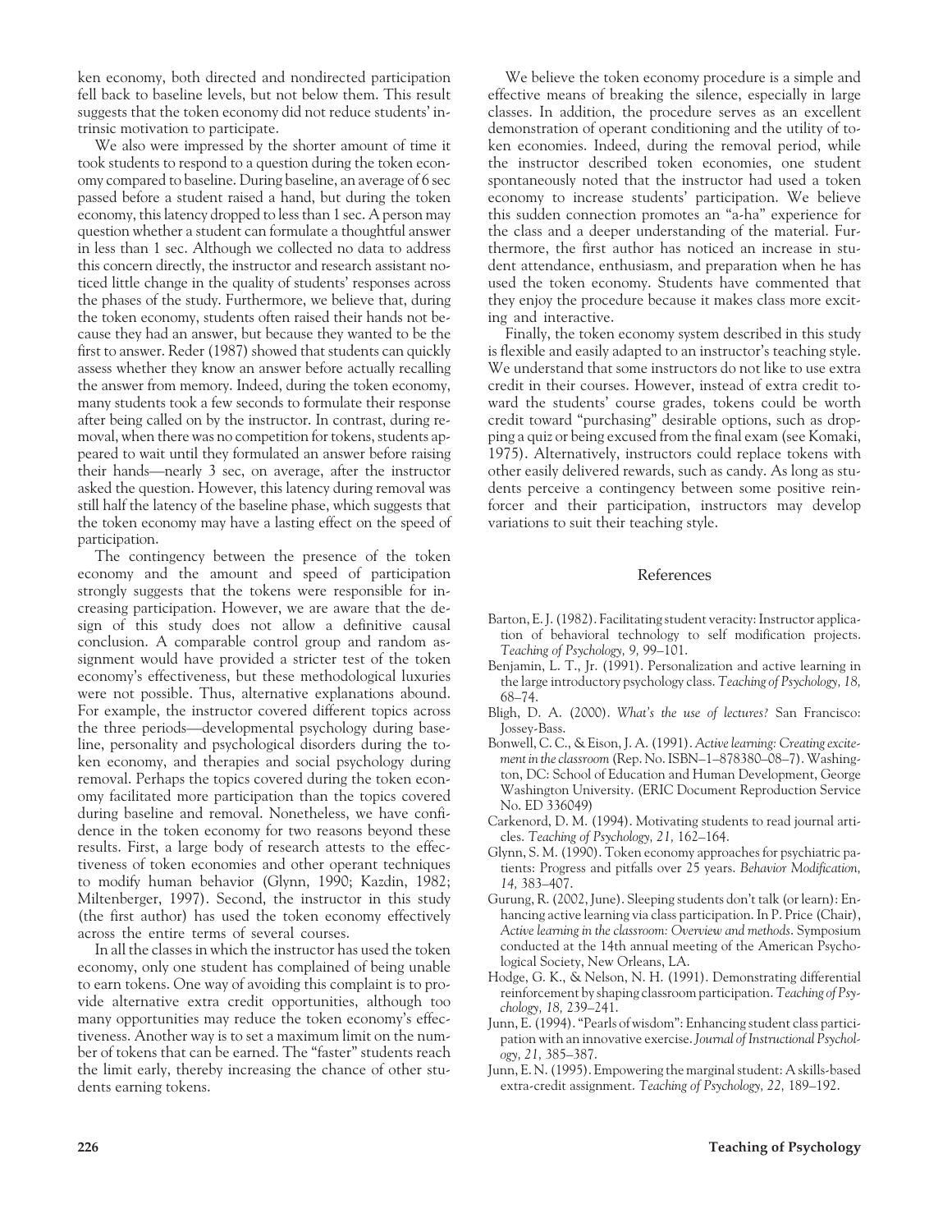ken economy, both directed and nondirected participation fell back to baseline levels, but not below them. This result suggests that the token economy did not reduce students' intrinsic motivation to participate.

We also were impressed by the shorter amount of time it took students to respond to a question during the token economy compared to baseline. During baseline, an average of 6 sec passed before a student raised a hand, but during the token economy, this latency dropped to less than 1 sec. A person may question whether a student can formulate a thoughtful answer in less than 1 sec. Although we collected no data to address this concern directly, the instructor and research assistant noticed little change in the quality of students' responses across the phases of the study. Furthermore, we believe that, during the token economy, students often raised their hands not because they had an answer, but because they wanted to be the first to answer. Reder (1987) showed that students can quickly assess whether they know an answer before actually recalling the answer from memory. Indeed, during the token economy, many students took a few seconds to formulate their response after being called on by the instructor. In contrast, during removal, when there was no competition for tokens, students appeared to wait until they formulated an answer before raising their hands—nearly 3 sec, on average, after the instructor asked the question. However, this latency during removal was still half the latency of the baseline phase, which suggests that the token economy may have a lasting effect on the speed of participation.

The contingency between the presence of the token economy and the amount and speed of participation strongly suggests that the tokens were responsible for increasing participation. However, we are aware that the design of this study does not allow a definitive causal conclusion. A comparable control group and random assignment would have provided a stricter test of the token economy's effectiveness, but these methodological luxuries were not possible. Thus, alternative explanations abound. For example, the instructor covered different topics across the three periods—developmental psychology during baseline, personality and psychological disorders during the token economy, and therapies and social psychology during removal. Perhaps the topics covered during the token economy facilitated more participation than the topics covered during baseline and removal. Nonetheless, we have confidence in the token economy for two reasons beyond these results. First, a large body of research attests to the effectiveness of token economies and other operant techniques to modify human behavior (Glynn, 1990; Kazdin, 1982; Miltenberger, 1997). Second, the instructor in this study (the first author) has used the token economy effectively across the entire terms of several courses.

In all the classes in which the instructor has used the token economy, only one student has complained of being unable to earn tokens. One way of avoiding this complaint is to provide alternative extra credit opportunities, although too many opportunities may reduce the token economy's effectiveness. Another way is to set a maximum limit on the number of tokens that can be earned. The "faster" students reach the limit early, thereby increasing the chance of other students earning tokens.

We believe the token economy procedure is a simple and effective means of breaking the silence, especially in large classes. In addition, the procedure serves as an excellent demonstration of operant conditioning and the utility of token economies. Indeed, during the removal period, while the instructor described token economies, one student spontaneously noted that the instructor had used a token economy to increase students' participation. We believe this sudden connection promotes an "a-ha" experience for the class and a deeper understanding of the material. Furthermore, the first author has noticed an increase in student attendance, enthusiasm, and preparation when he has used the token economy. Students have commented that they enjoy the procedure because it makes class more exciting and interactive.

Finally, the token economy system described in this study is flexible and easily adapted to an instructor's teaching style. We understand that some instructors do not like to use extra credit in their courses. However, instead of extra credit toward the students' course grades, tokens could be worth credit toward "purchasing" desirable options, such as dropping a quiz or being excused from the final exam (see Komaki, 1975). Alternatively, instructors could replace tokens with other easily delivered rewards, such as candy. As long as students perceive a contingency between some positive reinforcer and their participation, instructors may develop variations to suit their teaching style.

## References

Barton, E. J. (1982). Facilitating student veracity: Instructor application of behavioral technology to self modification projects. *Teaching of Psychology, 9,* 99–101.

Benjamin, L. T., Jr. (1991). Personalization and active learning in the large introductory psychology class. *Teaching of Psychology, 18,* 68–74.

Bligh, D. A. (2000). *What's the use of lectures?* San Francisco: Jossey-Bass.

Bonwell, C. C., & Eison, J. A. (1991). *Active learning: Creating excitement in the classroom* (Rep. No. ISBN–1–878380–08–7). Washington, DC: School of Education and Human Development, George Washington University. (ERIC Document Reproduction Service No. ED 336049)

Carkenord, D. M. (1994). Motivating students to read journal articles. *Teaching of Psychology, 21,* 162–164.

Glynn, S. M. (1990). Token economy approaches for psychiatric patients: Progress and pitfalls over 25 years. *Behavior Modification, 14,* 383–407.

Gurung, R. (2002, June). Sleeping students don't talk (or learn): Enhancing active learning via class participation. In P. Price (Chair), *Active learning in the classroom: Overview and methods*. Symposium conducted at the 14th annual meeting of the American Psychological Society, New Orleans, LA.

Hodge, G. K., & Nelson, N. H. (1991). Demonstrating differential reinforcement by shaping classroom participation. *Teaching of Psychology, 18,* 239–241.

Junn, E. (1994). "Pearls of wisdom": Enhancing student class participation with an innovative exercise. *Journal of Instructional Psychology, 21,* 385–387.

Junn, E. N. (1995). Empowering the marginal student: A skills-based extra-credit assignment. *Teaching of Psychology, 22,* 189–192.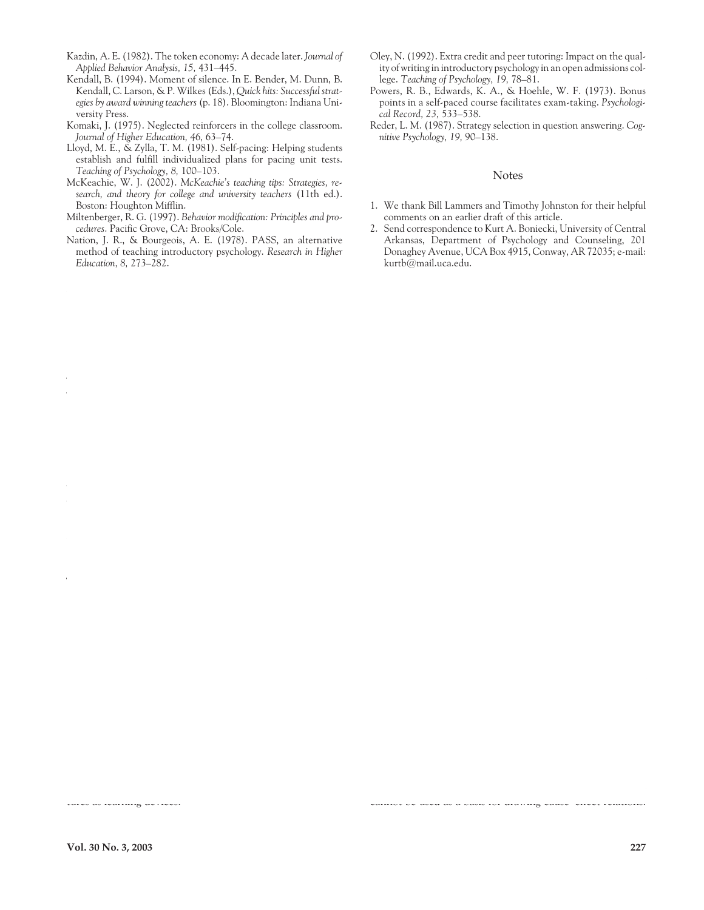Kazdin, A. E. (1982). The token economy: A decade later. *Journal of Applied Behavior Analysis, 15,* 431–445.

Kendall, B. (1994). Moment of silence. In E. Bender, M. Dunn, B. Kendall, C. Larson, & P. Wilkes (Eds.), *Quick hits: Successful strategies by award winning teachers* (p. 18). Bloomington: Indiana University Press.

Komaki, J. (1975). Neglected reinforcers in the college classroom. *Journal of Higher Education, 46,* 63–74.

Lloyd, M. E., & Zylla, T. M. (1981). Self-pacing: Helping students establish and fulfill individualized plans for pacing unit tests. *Teaching of Psychology, 8,* 100–103.

McKeachie, W. J. (2002). *McKeachie's teaching tips: Strategies, research, and theory for college and university teachers* (11th ed.). Boston: Houghton Mifflin.

Miltenberger, R. G. (1997). *Behavior modification: Principles and procedures*. Pacific Grove, CA: Brooks/Cole.

Nation, J. R., & Bourgeois, A. E. (1978). PASS, an alternative method of teaching introductory psychology. *Research in Higher Education, 8,* 273–282.

Oley, N. (1992). Extra credit and peer tutoring: Impact on the quality of writing in introductory psychology in an open admissions college. *Teaching of Psychology, 19,* 78–81.

Powers, R. B., Edwards, K. A., & Hoehle, W. F. (1973). Bonus points in a self-paced course facilitates exam-taking. *Psychological Record, 23,* 533–538.

Reder, L. M. (1987). Strategy selection in question answering. *Cognitive Psychology, 19,* 90–138.

## Notes

1. We thank Bill Lammers and Timothy Johnston for their helpful comments on an earlier draft of this article.
2. Send correspondence to Kurt A. Boniecki, University of Central Arkansas, Department of Psychology and Counseling, 201 Donaghey Avenue, UCA Box 4915, Conway, AR 72035; e-mail: kurtb@mail.uca.edu.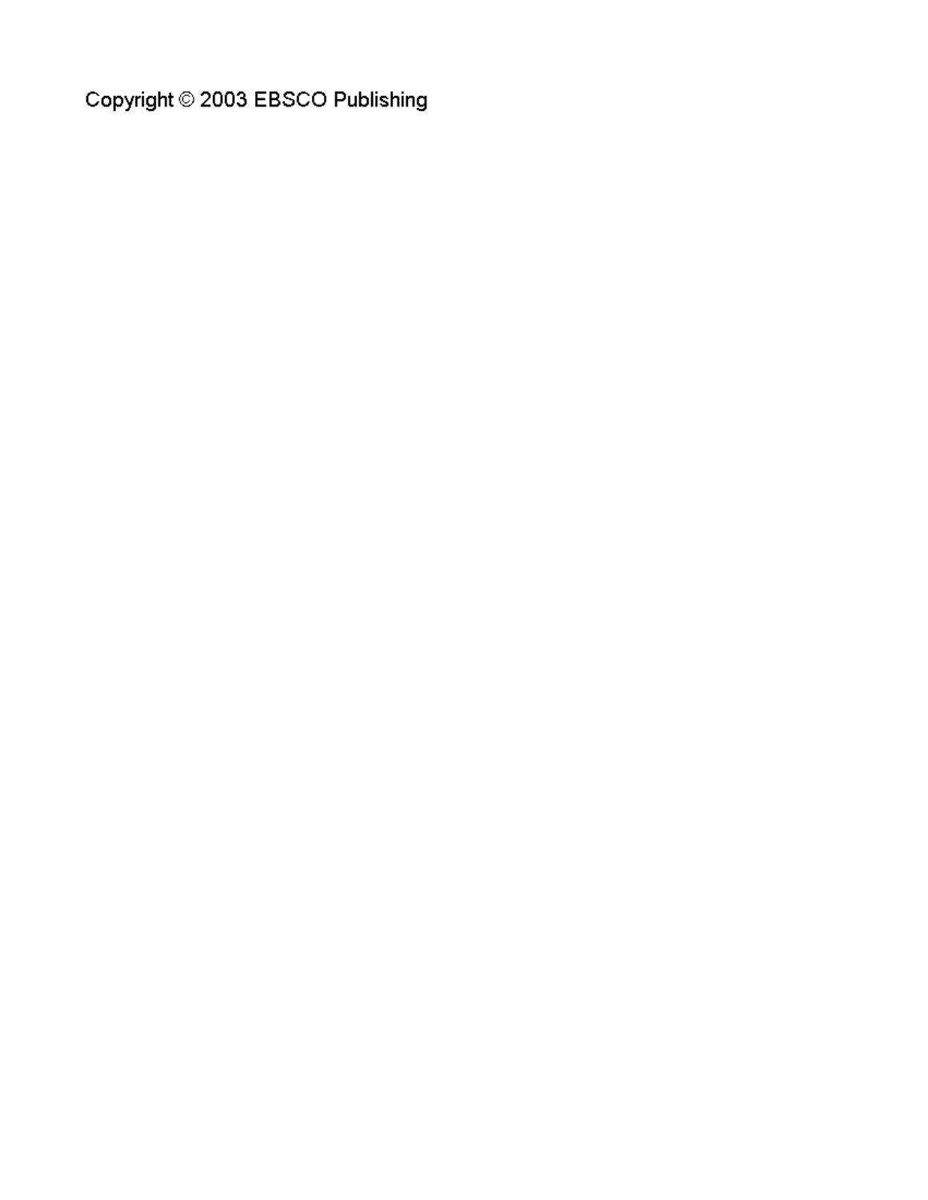Copyright © 2003 EBSCO Publishing